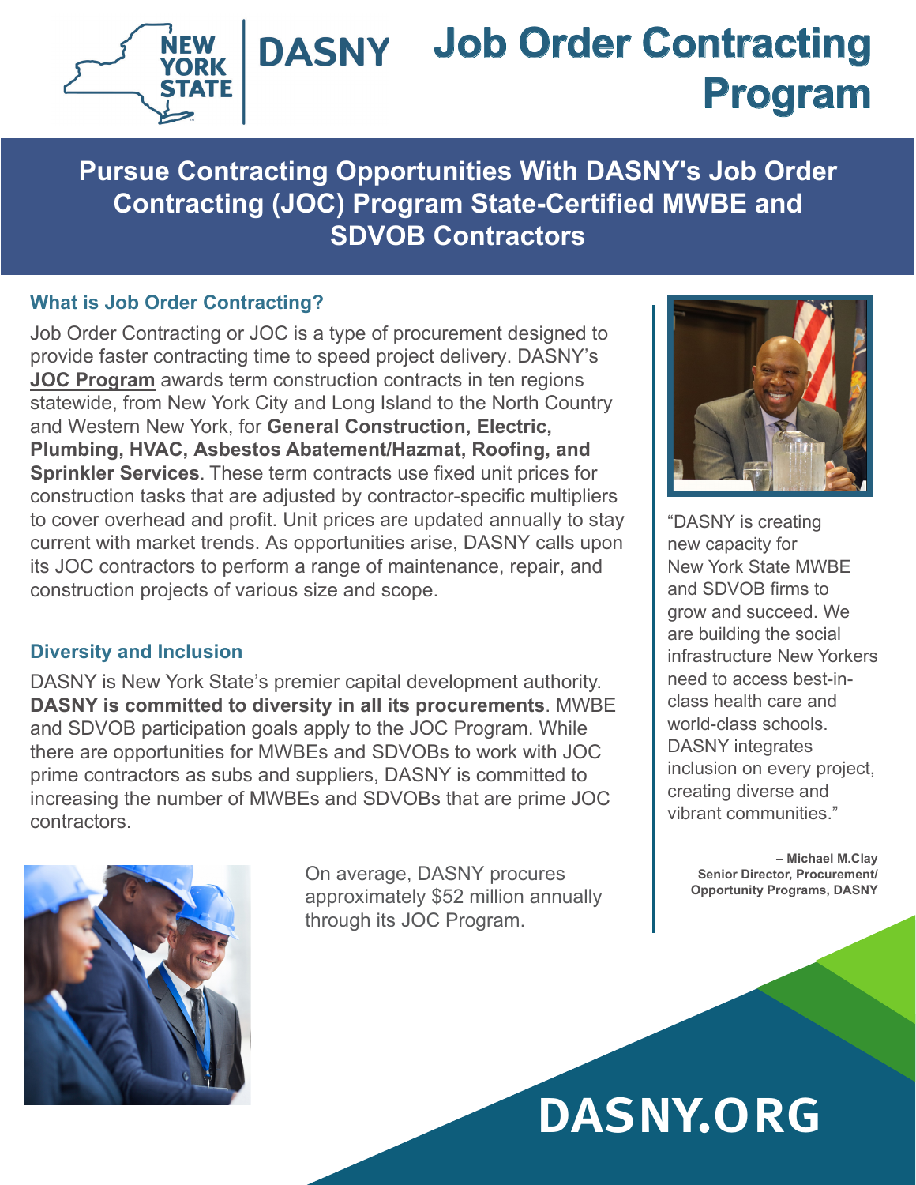# Job Order Contracting Program

## Pursue Contracting Opportunities With DASNY's Job Order Contracting (JOC) Program State-Certified MWBE and SDVOB Contractors

### What is Job Order Contracting?

Job Order Contracting or JOC is a type of procurement designed to provide faster contracting time to speed project delivery. DASNY's **JOC Program** awards term construction contracts in ten regions statewide, from New York City and Long Island to the North Country and Western New York, for **General Construction, Electric, Plumbing, HVAC, Asbestos Abatement/Hazmat, Roofing, and Sprinkler Services**. These term contracts use fixed unit prices for construction tasks that are adjusted by contractor-specific multipliers to cover overhead and profit. Unit prices are updated annually to stay current with market trends. As opportunities arise, DASNY calls upon its JOC contractors to perform a range of maintenance, repair, and construction projects of various size and scope.

### Diversity and Inclusion

DASNY is New York State's premier capital development authority. **DASNY is committed to diversity in all its procurements**. MWBE and SDVOB participation goals apply to the JOC Program. While there are opportunities for MWBEs and SDVOBs to work with JOC prime contractors as subs and suppliers, DASNY is committed to increasing the number of MWBEs and SDVOBs that are prime JOC contractors.

On average, DASNY procures approximately $52 million annually through its JOC Program.

"DASNY is creating new capacity for New York State MWBE and SDVOB firms to grow and succeed. We are building the social infrastructure New Yorkers need to access best-in-class health care and world-class schools. DASNY integrates inclusion on every project, creating diverse and vibrant communities."

**– Michael M.Clay**
**Senior Director, Procurement/ Opportunity Programs, DASNY**

DASNY.ORG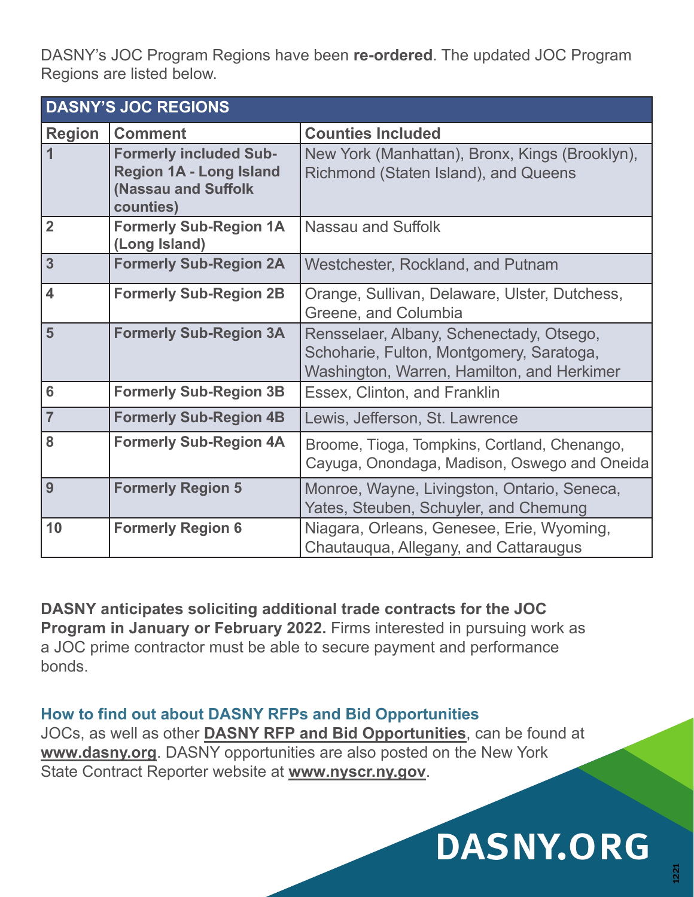DASNY's JOC Program Regions have been **re-ordered**. The updated JOC Program Regions are listed below.

| DASNY'S JOC REGIONS | | |
|---|---|---|
| **Region** | **Comment** | **Counties Included** |
| **1** | **Formerly included Sub-Region 1A - Long Island (Nassau and Suffolk counties)** | New York (Manhattan), Bronx, Kings (Brooklyn), Richmond (Staten Island), and Queens |
| **2** | **Formerly Sub-Region 1A (Long Island)** | Nassau and Suffolk |
| **3** | **Formerly Sub-Region 2A** | Westchester, Rockland, and Putnam |
| **4** | **Formerly Sub-Region 2B** | Orange, Sullivan, Delaware, Ulster, Dutchess, Greene, and Columbia |
| **5** | **Formerly Sub-Region 3A** | Rensselaer, Albany, Schenectady, Otsego, Schoharie, Fulton, Montgomery, Saratoga, Washington, Warren, Hamilton, and Herkimer |
| **6** | **Formerly Sub-Region 3B** | Essex, Clinton, and Franklin |
| **7** | **Formerly Sub-Region 4B** | Lewis, Jefferson, St. Lawrence |
| **8** | **Formerly Sub-Region 4A** | Broome, Tioga, Tompkins, Cortland, Chenango, Cayuga, Onondaga, Madison, Oswego and Oneida |
| **9** | **Formerly Region 5** | Monroe, Wayne, Livingston, Ontario, Seneca, Yates, Steuben, Schuyler, and Chemung |
| **10** | **Formerly Region 6** | Niagara, Orleans, Genesee, Erie, Wyoming, Chautauqua, Allegany, and Cattaraugus |

**DASNY anticipates soliciting additional trade contracts for the JOC Program in January or February 2022.** Firms interested in pursuing work as a JOC prime contractor must be able to secure payment and performance bonds.

### How to find out about DASNY RFPs and Bid Opportunities

JOCs, as well as other **DASNY RFP and Bid Opportunities**, can be found at **www.dasny.org**. DASNY opportunities are also posted on the New York State Contract Reporter website at **www.nyscr.ny.gov**.

DASNY.ORG

1221